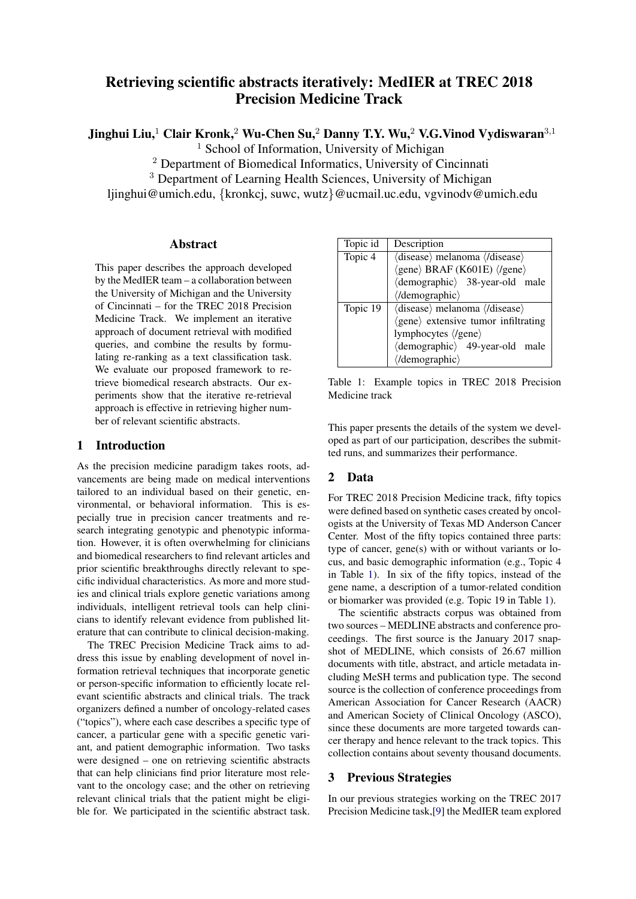# Retrieving scientific abstracts iteratively: MedIER at TREC 2018 Precision Medicine Track

**Jinghui Liu,**[1] **Clair Kronk,**[2] **Wu-Chen Su,**[2] **Danny T.Y. Wu,**[2] **V.G.Vinod Vydiswaran**[3,1]

[1] School of Information, University of Michigan

[2] Department of Biomedical Informatics, University of Cincinnati

[3] Department of Learning Health Sciences, University of Michigan

ljinghui@umich.edu, {kronkcj, suwc, wutz}@ucmail.uc.edu, vgvinodv@umich.edu

## Abstract

This paper describes the approach developed by the MedIER team – a collaboration between the University of Michigan and the University of Cincinnati – for the TREC 2018 Precision Medicine Track. We implement an iterative approach of document retrieval with modified queries, and combine the results by formulating re-ranking as a text classification task. We evaluate our proposed framework to retrieve biomedical research abstracts. Our experiments show that the iterative re-retrieval approach is effective in retrieving higher number of relevant scientific abstracts.

## 1 Introduction

As the precision medicine paradigm takes roots, advancements are being made on medical interventions tailored to an individual based on their genetic, environmental, or behavioral information. This is especially true in precision cancer treatments and research integrating genotypic and phenotypic information. However, it is often overwhelming for clinicians and biomedical researchers to find relevant articles and prior scientific breakthroughs directly relevant to specific individual characteristics. As more and more studies and clinical trials explore genetic variations among individuals, intelligent retrieval tools can help clinicians to identify relevant evidence from published literature that can contribute to clinical decision-making.

The TREC Precision Medicine Track aims to address this issue by enabling development of novel information retrieval techniques that incorporate genetic or person-specific information to efficiently locate relevant scientific abstracts and clinical trials. The track organizers defined a number of oncology-related cases ("topics"), where each case describes a specific type of cancer, a particular gene with a specific genetic variant, and patient demographic information. Two tasks were designed – one on retrieving scientific abstracts that can help clinicians find prior literature most relevant to the oncology case; and the other on retrieving relevant clinical trials that the patient might be eligible for. We participated in the scientific abstract task.

| Topic id | Description |
|---|---|
| Topic 4 | ⟨disease⟩ melanoma ⟨/disease⟩ ⟨gene⟩ BRAF (K601E) ⟨/gene⟩ ⟨demographic⟩ 38-year-old male ⟨/demographic⟩ |
| Topic 19 | ⟨disease⟩ melanoma ⟨/disease⟩ ⟨gene⟩ extensive tumor infiltrating lymphocytes ⟨/gene⟩ ⟨demographic⟩ 49-year-old male ⟨/demographic⟩ |

Table 1: Example topics in TREC 2018 Precision Medicine track

This paper presents the details of the system we developed as part of our participation, describes the submitted runs, and summarizes their performance.

## 2 Data

For TREC 2018 Precision Medicine track, fifty topics were defined based on synthetic cases created by oncologists at the University of Texas MD Anderson Cancer Center. Most of the fifty topics contained three parts: type of cancer, gene(s) with or without variants or locus, and basic demographic information (e.g., Topic 4 in Table 1). In six of the fifty topics, instead of the gene name, a description of a tumor-related condition or biomarker was provided (e.g. Topic 19 in Table 1).

The scientific abstracts corpus was obtained from two sources – MEDLINE abstracts and conference proceedings. The first source is the January 2017 snapshot of MEDLINE, which consists of 26.67 million documents with title, abstract, and article metadata including MeSH terms and publication type. The second source is the collection of conference proceedings from American Association for Cancer Research (AACR) and American Society of Clinical Oncology (ASCO), since these documents are more targeted towards cancer therapy and hence relevant to the track topics. This collection contains about seventy thousand documents.

## 3 Previous Strategies

In our previous strategies working on the TREC 2017 Precision Medicine task,[9] the MedIER team explored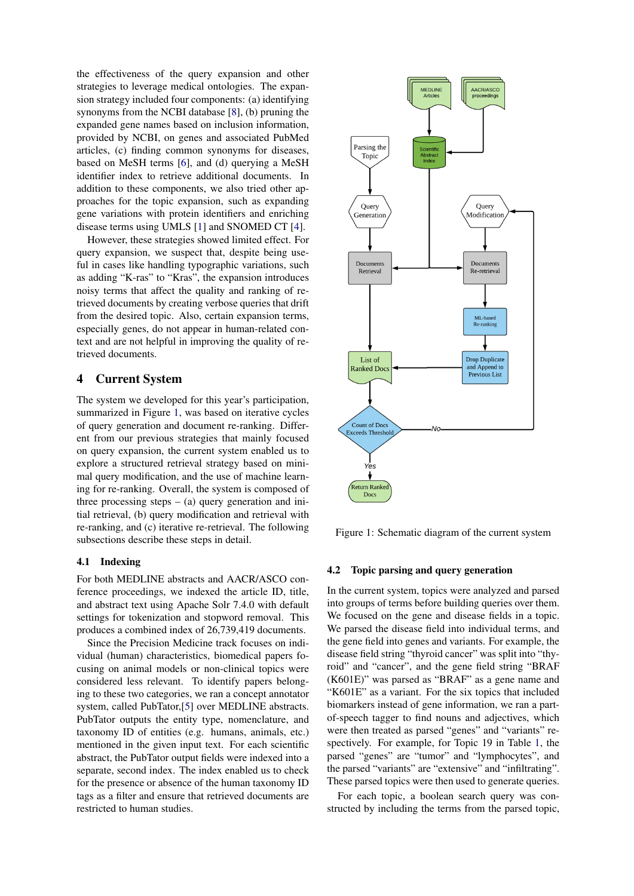the effectiveness of the query expansion and other strategies to leverage medical ontologies. The expansion strategy included four components: (a) identifying synonyms from the NCBI database [8], (b) pruning the expanded gene names based on inclusion information, provided by NCBI, on genes and associated PubMed articles, (c) finding common synonyms for diseases, based on MeSH terms [6], and (d) querying a MeSH identifier index to retrieve additional documents. In addition to these components, we also tried other approaches for the topic expansion, such as expanding gene variations with protein identifiers and enriching disease terms using UMLS [1] and SNOMED CT [4].

However, these strategies showed limited effect. For query expansion, we suspect that, despite being useful in cases like handling typographic variations, such as adding "K-ras" to "Kras", the expansion introduces noisy terms that affect the quality and ranking of retrieved documents by creating verbose queries that drift from the desired topic. Also, certain expansion terms, especially genes, do not appear in human-related context and are not helpful in improving the quality of retrieved documents.

## 4 Current System

The system we developed for this year's participation, summarized in Figure 1, was based on iterative cycles of query generation and document re-ranking. Different from our previous strategies that mainly focused on query expansion, the current system enabled us to explore a structured retrieval strategy based on minimal query modification, and the use of machine learning for re-ranking. Overall, the system is composed of three processing steps – (a) query generation and initial retrieval, (b) query modification and retrieval with re-ranking, and (c) iterative re-retrieval. The following subsections describe these steps in detail.

### 4.1 Indexing

For both MEDLINE abstracts and AACR/ASCO conference proceedings, we indexed the article ID, title, and abstract text using Apache Solr 7.4.0 with default settings for tokenization and stopword removal. This produces a combined index of 26,739,419 documents.

Since the Precision Medicine track focuses on individual (human) characteristics, biomedical papers focusing on animal models or non-clinical topics were considered less relevant. To identify papers belonging to these two categories, we ran a concept annotator system, called PubTator,[5] over MEDLINE abstracts. PubTator outputs the entity type, nomenclature, and taxonomy ID of entities (e.g. humans, animals, etc.) mentioned in the given input text. For each scientific abstract, the PubTator output fields were indexed into a separate, second index. The index enabled us to check for the presence or absence of the human taxonomy ID tags as a filter and ensure that retrieved documents are restricted to human studies.

Figure 1: Schematic diagram of the current system

### 4.2 Topic parsing and query generation

In the current system, topics were analyzed and parsed into groups of terms before building queries over them. We focused on the gene and disease fields in a topic. We parsed the disease field into individual terms, and the gene field into genes and variants. For example, the disease field string "thyroid cancer" was split into "thyroid" and "cancer", and the gene field string "BRAF (K601E)" was parsed as "BRAF" as a gene name and "K601E" as a variant. For the six topics that included biomarkers instead of gene information, we ran a part-of-speech tagger to find nouns and adjectives, which were then treated as parsed "genes" and "variants" respectively. For example, for Topic 19 in Table 1, the parsed "genes" are "tumor" and "lymphocytes", and the parsed "variants" are "extensive" and "infiltrating". These parsed topics were then used to generate queries.

For each topic, a boolean search query was constructed by including the terms from the parsed topic,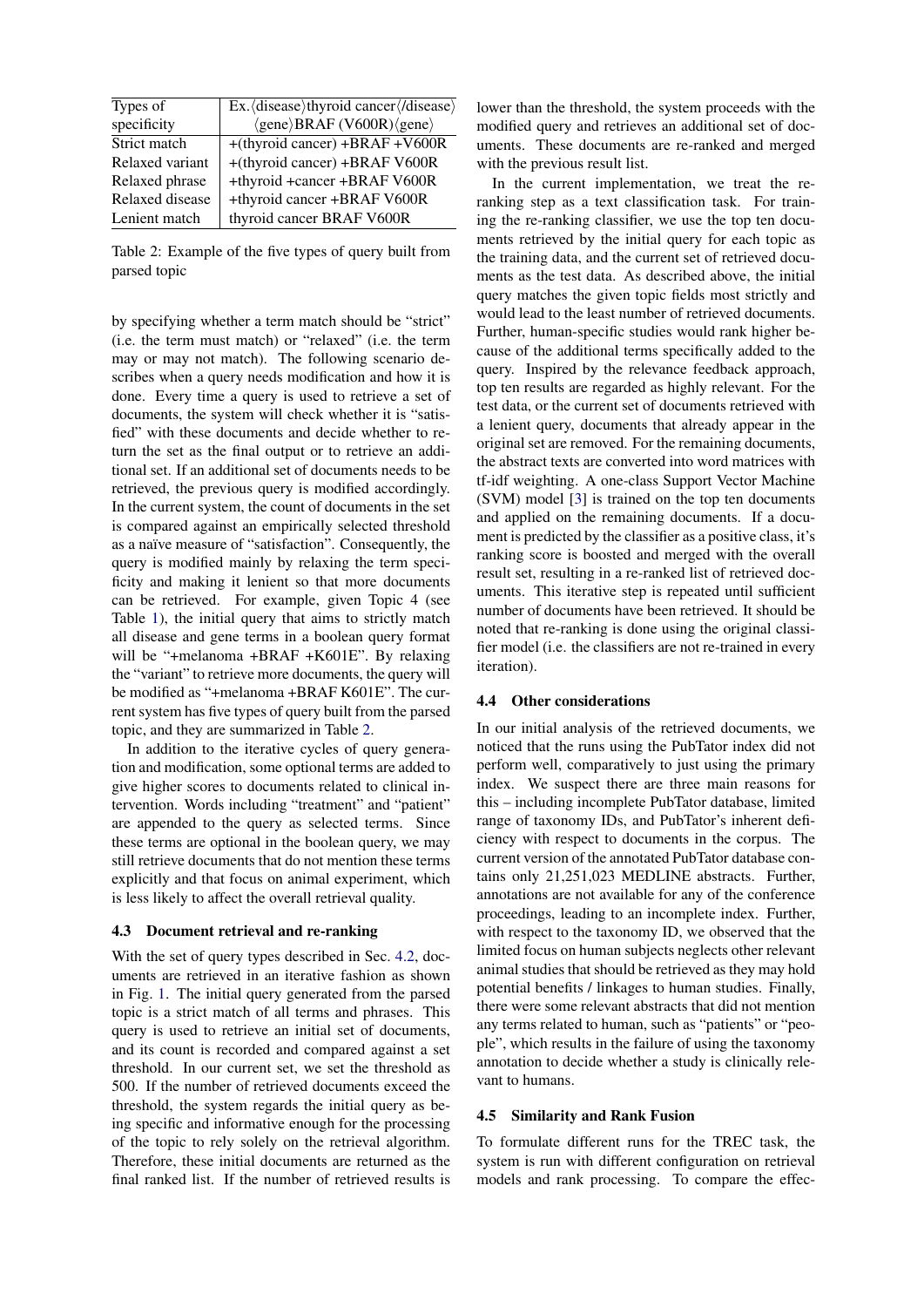| Types of specificity | Ex.⟨disease⟩thyroid cancer⟨/disease⟩ ⟨gene⟩BRAF (V600R)⟨gene⟩ |
|---|---|
| Strict match | +(thyroid cancer) +BRAF +V600R |
| Relaxed variant | +(thyroid cancer) +BRAF V600R |
| Relaxed phrase | +thyroid +cancer +BRAF V600R |
| Relaxed disease | +thyroid cancer +BRAF V600R |
| Lenient match | thyroid cancer BRAF V600R |

Table 2: Example of the five types of query built from parsed topic

by specifying whether a term match should be "strict" (i.e. the term must match) or "relaxed" (i.e. the term may or may not match). The following scenario describes when a query needs modification and how it is done. Every time a query is used to retrieve a set of documents, the system will check whether it is "satisfied" with these documents and decide whether to return the set as the final output or to retrieve an additional set. If an additional set of documents needs to be retrieved, the previous query is modified accordingly. In the current system, the count of documents in the set is compared against an empirically selected threshold as a naïve measure of "satisfaction". Consequently, the query is modified mainly by relaxing the term specificity and making it lenient so that more documents can be retrieved. For example, given Topic 4 (see Table 1), the initial query that aims to strictly match all disease and gene terms in a boolean query format will be "+melanoma +BRAF +K601E". By relaxing the "variant" to retrieve more documents, the query will be modified as "+melanoma +BRAF K601E". The current system has five types of query built from the parsed topic, and they are summarized in Table 2.

In addition to the iterative cycles of query generation and modification, some optional terms are added to give higher scores to documents related to clinical intervention. Words including "treatment" and "patient" are appended to the query as selected terms. Since these terms are optional in the boolean query, we may still retrieve documents that do not mention these terms explicitly and that focus on animal experiment, which is less likely to affect the overall retrieval quality.

### 4.3 Document retrieval and re-ranking

With the set of query types described in Sec. 4.2, documents are retrieved in an iterative fashion as shown in Fig. 1. The initial query generated from the parsed topic is a strict match of all terms and phrases. This query is used to retrieve an initial set of documents, and its count is recorded and compared against a set threshold. In our current set, we set the threshold as 500. If the number of retrieved documents exceed the threshold, the system regards the initial query as being specific and informative enough for the processing of the topic to rely solely on the retrieval algorithm. Therefore, these initial documents are returned as the final ranked list. If the number of retrieved results is lower than the threshold, the system proceeds with the modified query and retrieves an additional set of documents. These documents are re-ranked and merged with the previous result list.

In the current implementation, we treat the re-ranking step as a text classification task. For training the re-ranking classifier, we use the top ten documents retrieved by the initial query for each topic as the training data, and the current set of retrieved documents as the test data. As described above, the initial query matches the given topic fields most strictly and would lead to the least number of retrieved documents. Further, human-specific studies would rank higher because of the additional terms specifically added to the query. Inspired by the relevance feedback approach, top ten results are regarded as highly relevant. For the test data, or the current set of documents retrieved with a lenient query, documents that already appear in the original set are removed. For the remaining documents, the abstract texts are converted into word matrices with tf-idf weighting. A one-class Support Vector Machine (SVM) model [3] is trained on the top ten documents and applied on the remaining documents. If a document is predicted by the classifier as a positive class, it's ranking score is boosted and merged with the overall result set, resulting in a re-ranked list of retrieved documents. This iterative step is repeated until sufficient number of documents have been retrieved. It should be noted that re-ranking is done using the original classifier model (i.e. the classifiers are not re-trained in every iteration).

### 4.4 Other considerations

In our initial analysis of the retrieved documents, we noticed that the runs using the PubTator index did not perform well, comparatively to just using the primary index. We suspect there are three main reasons for this – including incomplete PubTator database, limited range of taxonomy IDs, and PubTator's inherent deficiency with respect to documents in the corpus. The current version of the annotated PubTator database contains only 21,251,023 MEDLINE abstracts. Further, annotations are not available for any of the conference proceedings, leading to an incomplete index. Further, with respect to the taxonomy ID, we observed that the limited focus on human subjects neglects other relevant animal studies that should be retrieved as they may hold potential benefits / linkages to human studies. Finally, there were some relevant abstracts that did not mention any terms related to human, such as "patients" or "people", which results in the failure of using the taxonomy annotation to decide whether a study is clinically relevant to humans.

### 4.5 Similarity and Rank Fusion

To formulate different runs for the TREC task, the system is run with different configuration on retrieval models and rank processing. To compare the effec-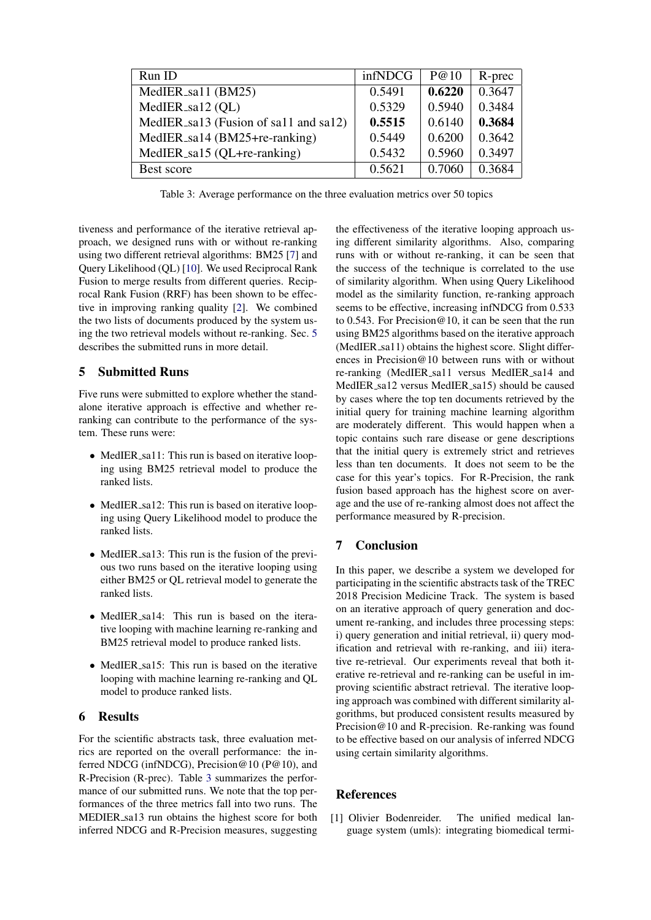| Run ID | infNDCG | P@10 | R-prec |
|---|---|---|---|
| MedIER_sa11 (BM25) | 0.5491 | **0.6220** | 0.3647 |
| MedIER_sa12 (QL) | 0.5329 | 0.5940 | 0.3484 |
| MedIER_sa13 (Fusion of sa11 and sa12) | **0.5515** | 0.6140 | **0.3684** |
| MedIER_sa14 (BM25+re-ranking) | 0.5449 | 0.6200 | 0.3642 |
| MedIER_sa15 (QL+re-ranking) | 0.5432 | 0.5960 | 0.3497 |
| Best score | 0.5621 | 0.7060 | 0.3684 |

Table 3: Average performance on the three evaluation metrics over 50 topics

tiveness and performance of the iterative retrieval approach, we designed runs with or without re-ranking using two different retrieval algorithms: BM25 [7] and Query Likelihood (QL) [10]. We used Reciprocal Rank Fusion to merge results from different queries. Reciprocal Rank Fusion (RRF) has been shown to be effective in improving ranking quality [2]. We combined the two lists of documents produced by the system using the two retrieval models without re-ranking. Sec. 5 describes the submitted runs in more detail.

## 5 Submitted Runs

Five runs were submitted to explore whether the standalone iterative approach is effective and whether re-ranking can contribute to the performance of the system. These runs were:

- MedIER_sa11: This run is based on iterative looping using BM25 retrieval model to produce the ranked lists.
- MedIER_sa12: This run is based on iterative looping using Query Likelihood model to produce the ranked lists.
- MedIER_sa13: This run is the fusion of the previous two runs based on the iterative looping using either BM25 or QL retrieval model to generate the ranked lists.
- MedIER_sa14: This run is based on the iterative looping with machine learning re-ranking and BM25 retrieval model to produce ranked lists.
- MedIER_sa15: This run is based on the iterative looping with machine learning re-ranking and QL model to produce ranked lists.

## 6 Results

For the scientific abstracts task, three evaluation metrics are reported on the overall performance: the inferred NDCG (infNDCG), Precision@10 (P@10), and R-Precision (R-prec). Table 3 summarizes the performance of our submitted runs. We note that the top performances of the three metrics fall into two runs. The MEDIER_sa13 run obtains the highest score for both inferred NDCG and R-Precision measures, suggesting the effectiveness of the iterative looping approach using different similarity algorithms. Also, comparing runs with or without re-ranking, it can be seen that the success of the technique is correlated to the use of similarity algorithm. When using Query Likelihood model as the similarity function, re-ranking approach seems to be effective, increasing infNDCG from 0.533 to 0.543. For Precision@10, it can be seen that the run using BM25 algorithms based on the iterative approach (MedIER_sa11) obtains the highest score. Slight differences in Precision@10 between runs with or without re-ranking (MedIER_sa11 versus MedIER_sa14 and MedIER_sa12 versus MedIER_sa15) should be caused by cases where the top ten documents retrieved by the initial query for training machine learning algorithm are moderately different. This would happen when a topic contains such rare disease or gene descriptions that the initial query is extremely strict and retrieves less than ten documents. It does not seem to be the case for this year's topics. For R-Precision, the rank fusion based approach has the highest score on average and the use of re-ranking almost does not affect the performance measured by R-precision.

## 7 Conclusion

In this paper, we describe a system we developed for participating in the scientific abstracts task of the TREC 2018 Precision Medicine Track. The system is based on an iterative approach of query generation and document re-ranking, and includes three processing steps: i) query generation and initial retrieval, ii) query modification and retrieval with re-ranking, and iii) iterative re-retrieval. Our experiments reveal that both iterative re-retrieval and re-ranking can be useful in improving scientific abstract retrieval. The iterative looping approach was combined with different similarity algorithms, but produced consistent results measured by Precision@10 and R-precision. Re-ranking was found to be effective based on our analysis of inferred NDCG using certain similarity algorithms.

## References

[1] Olivier Bodenreider. The unified medical language system (umls): integrating biomedical termi-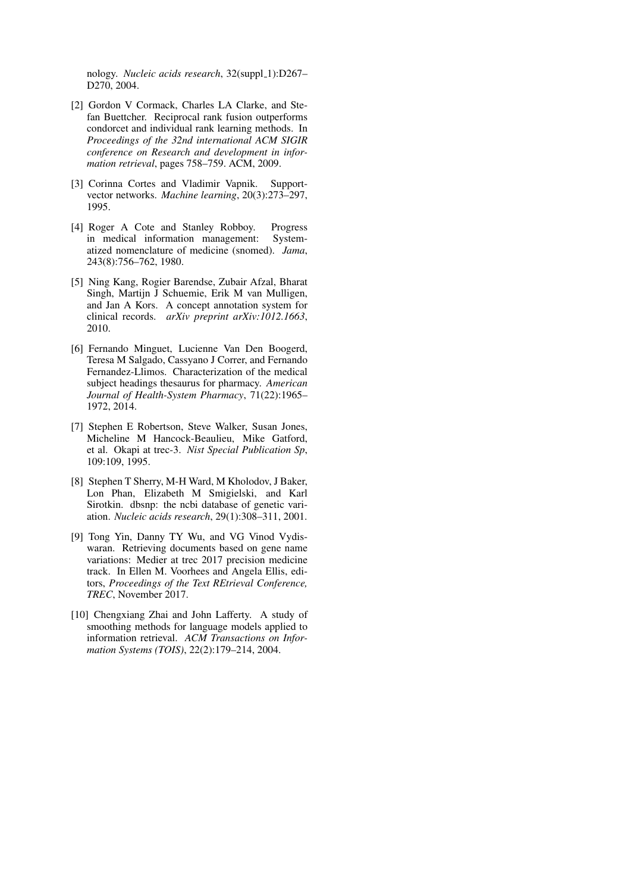nology. *Nucleic acids research*, 32(suppl_1):D267–D270, 2004.

[2] Gordon V Cormack, Charles LA Clarke, and Stefan Buettcher. Reciprocal rank fusion outperforms condorcet and individual rank learning methods. In *Proceedings of the 32nd international ACM SIGIR conference on Research and development in information retrieval*, pages 758–759. ACM, 2009.

[3] Corinna Cortes and Vladimir Vapnik. Support-vector networks. *Machine learning*, 20(3):273–297, 1995.

[4] Roger A Cote and Stanley Robboy. Progress in medical information management: Systematized nomenclature of medicine (snomed). *Jama*, 243(8):756–762, 1980.

[5] Ning Kang, Rogier Barendse, Zubair Afzal, Bharat Singh, Martijn J Schuemie, Erik M van Mulligen, and Jan A Kors. A concept annotation system for clinical records. *arXiv preprint arXiv:1012.1663*, 2010.

[6] Fernando Minguet, Lucienne Van Den Boogerd, Teresa M Salgado, Cassyano J Correr, and Fernando Fernandez-Llimos. Characterization of the medical subject headings thesaurus for pharmacy. *American Journal of Health-System Pharmacy*, 71(22):1965–1972, 2014.

[7] Stephen E Robertson, Steve Walker, Susan Jones, Micheline M Hancock-Beaulieu, Mike Gatford, et al. Okapi at trec-3. *Nist Special Publication Sp*, 109:109, 1995.

[8] Stephen T Sherry, M-H Ward, M Kholodov, J Baker, Lon Phan, Elizabeth M Smigielski, and Karl Sirotkin. dbsnp: the ncbi database of genetic variation. *Nucleic acids research*, 29(1):308–311, 2001.

[9] Tong Yin, Danny TY Wu, and VG Vinod Vydiswaran. Retrieving documents based on gene name variations: Medier at trec 2017 precision medicine track. In Ellen M. Voorhees and Angela Ellis, editors, *Proceedings of the Text REtrieval Conference, TREC*, November 2017.

[10] Chengxiang Zhai and John Lafferty. A study of smoothing methods for language models applied to information retrieval. *ACM Transactions on Information Systems (TOIS)*, 22(2):179–214, 2004.